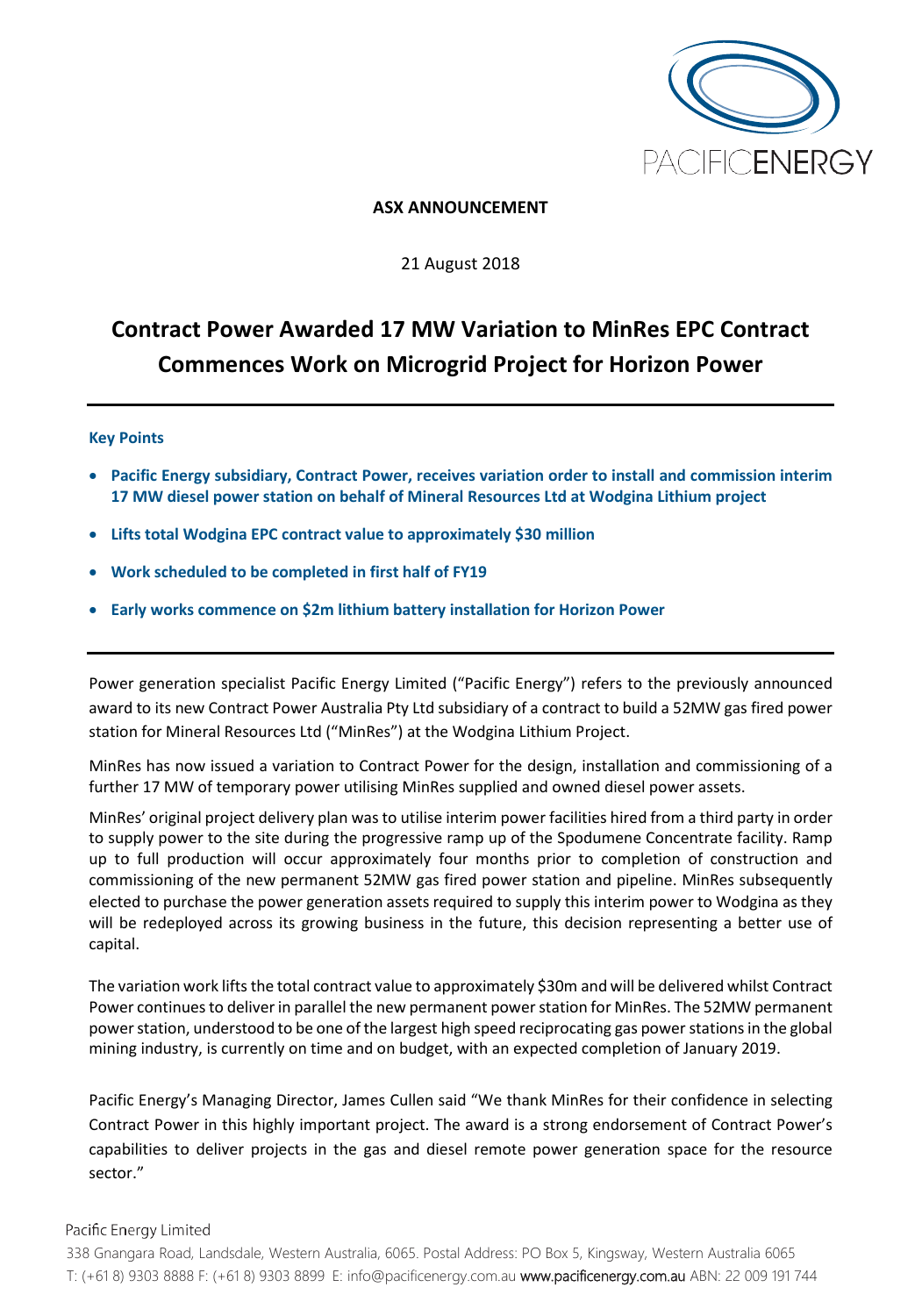**ASX ANNOUNCEMENT**

21 August 2018

# Contract Power Awarded 17 MW Variation to MinRes EPC Contract Commences Work on Microgrid Project for Horizon Power

---

**Key Points**

- **Pacific Energy subsidiary, Contract Power, receives variation order to install and commission interim 17 MW diesel power station on behalf of Mineral Resources Ltd at Wodgina Lithium project**
- **Lifts total Wodgina EPC contract value to approximately $30 million**
- **Work scheduled to be completed in first half of FY19**
- **Early works commence on $2m lithium battery installation for Horizon Power**

---

Power generation specialist Pacific Energy Limited ("Pacific Energy") refers to the previously announced award to its new Contract Power Australia Pty Ltd subsidiary of a contract to build a 52MW gas fired power station for Mineral Resources Ltd ("MinRes") at the Wodgina Lithium Project.

MinRes has now issued a variation to Contract Power for the design, installation and commissioning of a further 17 MW of temporary power utilising MinRes supplied and owned diesel power assets.

MinRes' original project delivery plan was to utilise interim power facilities hired from a third party in order to supply power to the site during the progressive ramp up of the Spodumene Concentrate facility. Ramp up to full production will occur approximately four months prior to completion of construction and commissioning of the new permanent 52MW gas fired power station and pipeline. MinRes subsequently elected to purchase the power generation assets required to supply this interim power to Wodgina as they will be redeployed across its growing business in the future, this decision representing a better use of capital.

The variation work lifts the total contract value to approximately $30m and will be delivered whilst Contract Power continues to deliver in parallel the new permanent power station for MinRes. The 52MW permanent power station, understood to be one of the largest high speed reciprocating gas power stations in the global mining industry, is currently on time and on budget, with an expected completion of January 2019.

Pacific Energy's Managing Director, James Cullen said "We thank MinRes for their confidence in selecting Contract Power in this highly important project. The award is a strong endorsement of Contract Power's capabilities to deliver projects in the gas and diesel remote power generation space for the resource sector."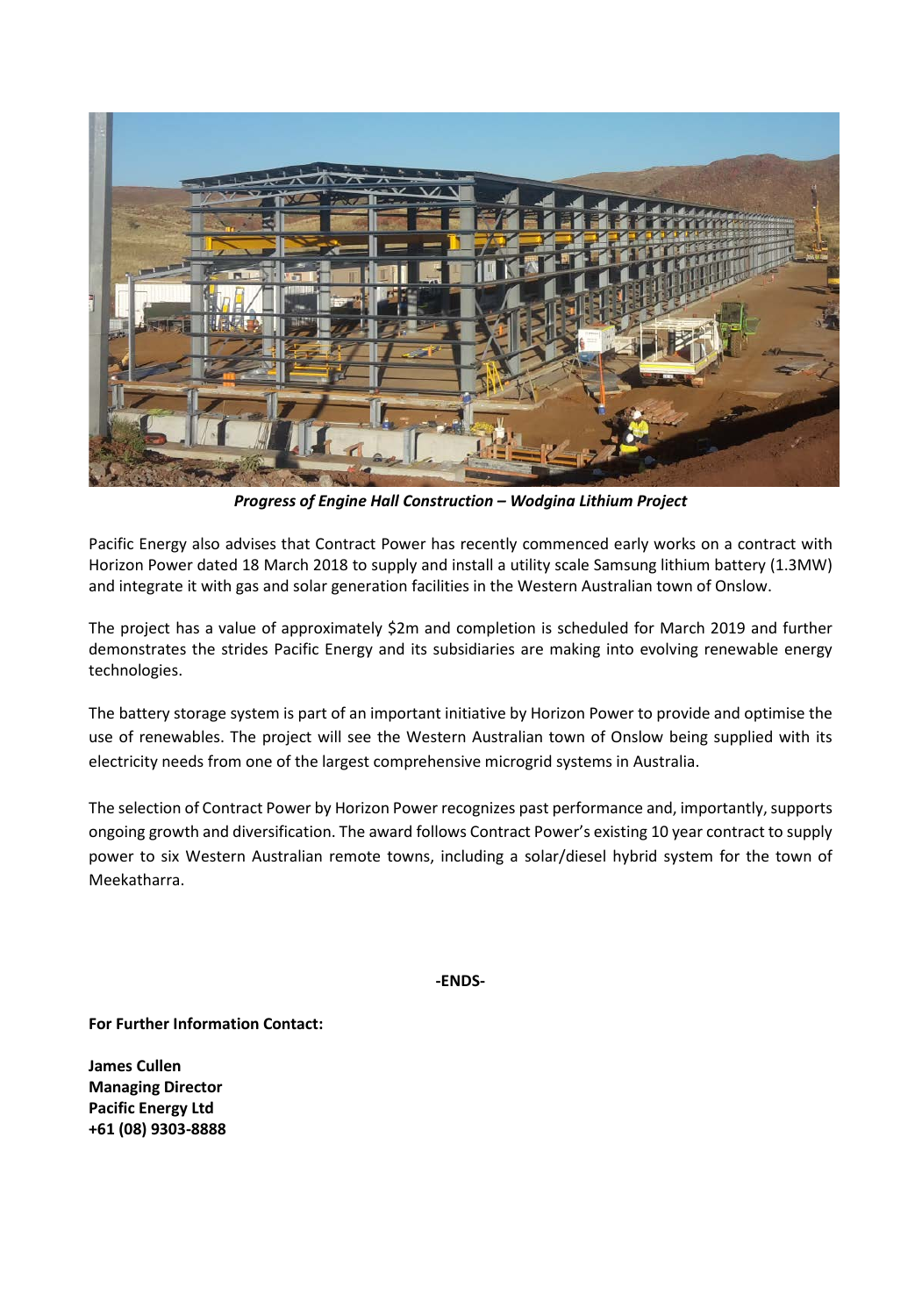*Progress of Engine Hall Construction – Wodgina Lithium Project*

Pacific Energy also advises that Contract Power has recently commenced early works on a contract with Horizon Power dated 18 March 2018 to supply and install a utility scale Samsung lithium battery (1.3MW) and integrate it with gas and solar generation facilities in the Western Australian town of Onslow.

The project has a value of approximately $2m and completion is scheduled for March 2019 and further demonstrates the strides Pacific Energy and its subsidiaries are making into evolving renewable energy technologies.

The battery storage system is part of an important initiative by Horizon Power to provide and optimise the use of renewables. The project will see the Western Australian town of Onslow being supplied with its electricity needs from one of the largest comprehensive microgrid systems in Australia.

The selection of Contract Power by Horizon Power recognizes past performance and, importantly, supports ongoing growth and diversification. The award follows Contract Power's existing 10 year contract to supply power to six Western Australian remote towns, including a solar/diesel hybrid system for the town of Meekatharra.

**-ENDS-**

**For Further Information Contact:**

**James Cullen**
**Managing Director**
**Pacific Energy Ltd**
**+61 (08) 9303-8888**